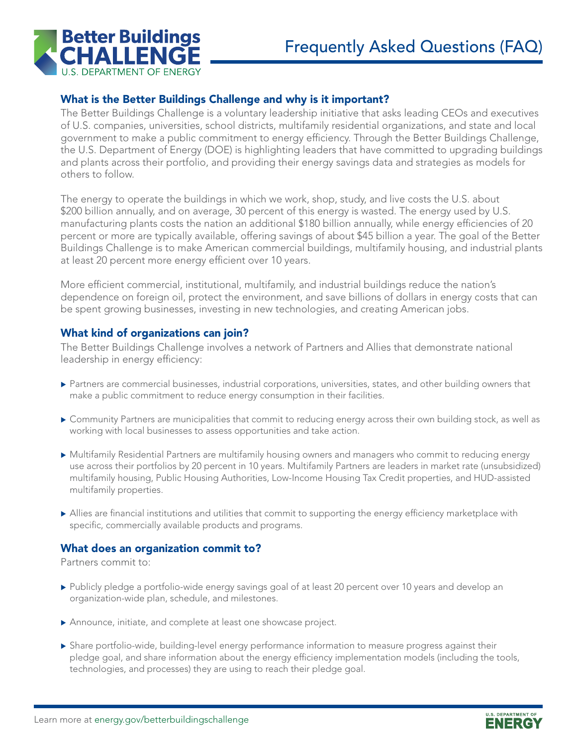# Better Buildings Challenge — U.S. Department of Energy

# Frequently Asked Questions (FAQ)

## What is the Better Buildings Challenge and why is it important?

The Better Buildings Challenge is a voluntary leadership initiative that asks leading CEOs and executives of U.S. companies, universities, school districts, multifamily residential organizations, and state and local government to make a public commitment to energy efficiency. Through the Better Buildings Challenge, the U.S. Department of Energy (DOE) is highlighting leaders that have committed to upgrading buildings and plants across their portfolio, and providing their energy savings data and strategies as models for others to follow.

The energy to operate the buildings in which we work, shop, study, and live costs the U.S. about $200 billion annually, and on average, 30 percent of this energy is wasted. The energy used by U.S. manufacturing plants costs the nation an additional $180 billion annually, while energy efficiencies of 20 percent or more are typically available, offering savings of about $45 billion a year. The goal of the Better Buildings Challenge is to make American commercial buildings, multifamily housing, and industrial plants at least 20 percent more energy efficient over 10 years.

More efficient commercial, institutional, multifamily, and industrial buildings reduce the nation's dependence on foreign oil, protect the environment, and save billions of dollars in energy costs that can be spent growing businesses, investing in new technologies, and creating American jobs.

## What kind of organizations can join?

The Better Buildings Challenge involves a network of Partners and Allies that demonstrate national leadership in energy efficiency:

- Partners are commercial businesses, industrial corporations, universities, states, and other building owners that make a public commitment to reduce energy consumption in their facilities.
- Community Partners are municipalities that commit to reducing energy across their own building stock, as well as working with local businesses to assess opportunities and take action.
- Multifamily Residential Partners are multifamily housing owners and managers who commit to reducing energy use across their portfolios by 20 percent in 10 years. Multifamily Partners are leaders in market rate (unsubsidized) multifamily housing, Public Housing Authorities, Low-Income Housing Tax Credit properties, and HUD-assisted multifamily properties.
- Allies are financial institutions and utilities that commit to supporting the energy efficiency marketplace with specific, commercially available products and programs.

## What does an organization commit to?

Partners commit to:

- Publicly pledge a portfolio-wide energy savings goal of at least 20 percent over 10 years and develop an organization-wide plan, schedule, and milestones.
- Announce, initiate, and complete at least one showcase project.
- Share portfolio-wide, building-level energy performance information to measure progress against their pledge goal, and share information about the energy efficiency implementation models (including the tools, technologies, and processes) they are using to reach their pledge goal.

Learn more at energy.gov/betterbuildingschallenge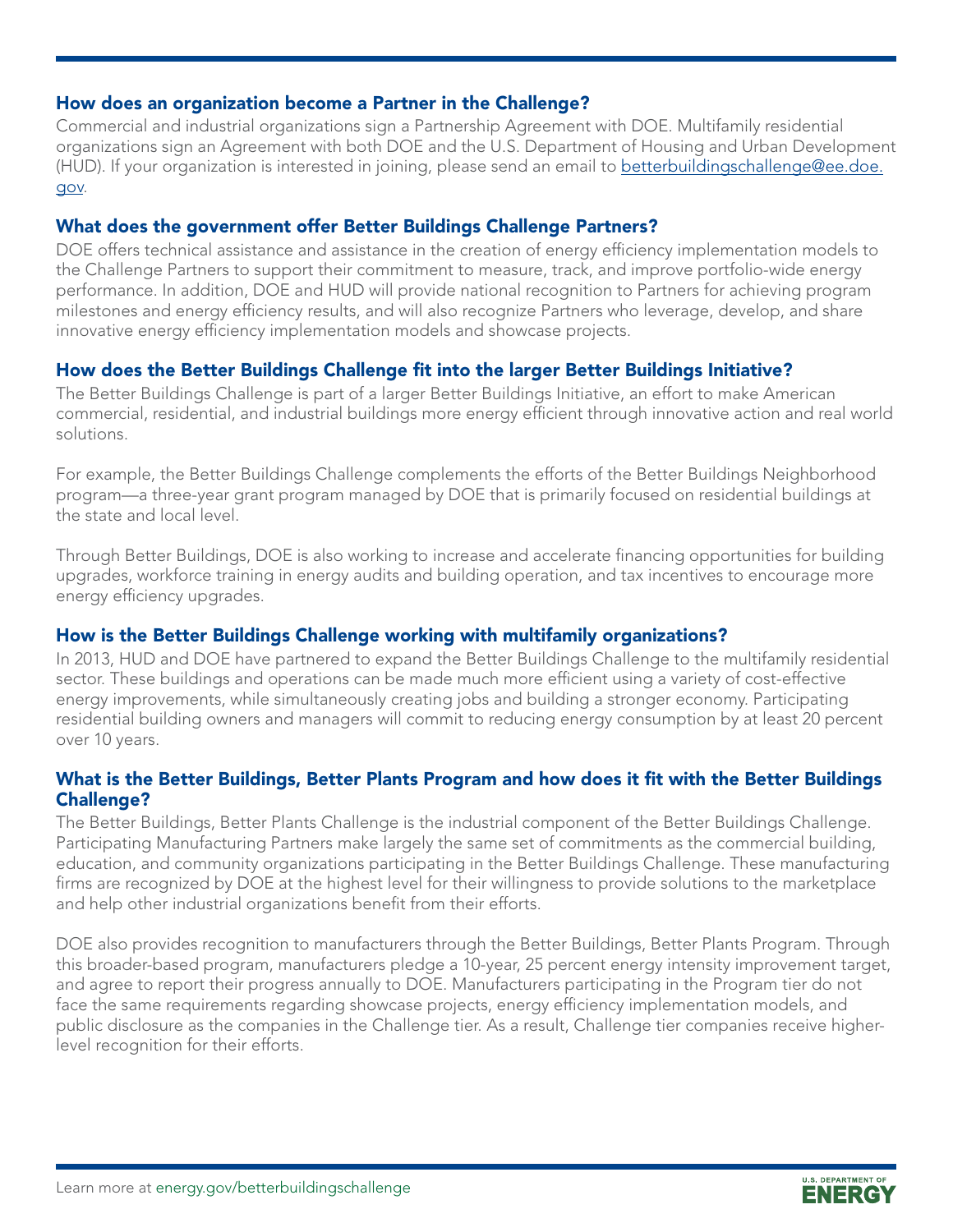### How does an organization become a Partner in the Challenge?

Commercial and industrial organizations sign a Partnership Agreement with DOE. Multifamily residential organizations sign an Agreement with both DOE and the U.S. Department of Housing and Urban Development (HUD). If your organization is interested in joining, please send an email to betterbuildingschallenge@ee.doe.gov.

### What does the government offer Better Buildings Challenge Partners?

DOE offers technical assistance and assistance in the creation of energy efficiency implementation models to the Challenge Partners to support their commitment to measure, track, and improve portfolio-wide energy performance. In addition, DOE and HUD will provide national recognition to Partners for achieving program milestones and energy efficiency results, and will also recognize Partners who leverage, develop, and share innovative energy efficiency implementation models and showcase projects.

### How does the Better Buildings Challenge fit into the larger Better Buildings Initiative?

The Better Buildings Challenge is part of a larger Better Buildings Initiative, an effort to make American commercial, residential, and industrial buildings more energy efficient through innovative action and real world solutions.

For example, the Better Buildings Challenge complements the efforts of the Better Buildings Neighborhood program—a three-year grant program managed by DOE that is primarily focused on residential buildings at the state and local level.

Through Better Buildings, DOE is also working to increase and accelerate financing opportunities for building upgrades, workforce training in energy audits and building operation, and tax incentives to encourage more energy efficiency upgrades.

### How is the Better Buildings Challenge working with multifamily organizations?

In 2013, HUD and DOE have partnered to expand the Better Buildings Challenge to the multifamily residential sector. These buildings and operations can be made much more efficient using a variety of cost-effective energy improvements, while simultaneously creating jobs and building a stronger economy. Participating residential building owners and managers will commit to reducing energy consumption by at least 20 percent over 10 years.

### What is the Better Buildings, Better Plants Program and how does it fit with the Better Buildings Challenge?

The Better Buildings, Better Plants Challenge is the industrial component of the Better Buildings Challenge. Participating Manufacturing Partners make largely the same set of commitments as the commercial building, education, and community organizations participating in the Better Buildings Challenge. These manufacturing firms are recognized by DOE at the highest level for their willingness to provide solutions to the marketplace and help other industrial organizations benefit from their efforts.

DOE also provides recognition to manufacturers through the Better Buildings, Better Plants Program. Through this broader-based program, manufacturers pledge a 10-year, 25 percent energy intensity improvement target, and agree to report their progress annually to DOE. Manufacturers participating in the Program tier do not face the same requirements regarding showcase projects, energy efficiency implementation models, and public disclosure as the companies in the Challenge tier. As a result, Challenge tier companies receive higher-level recognition for their efforts.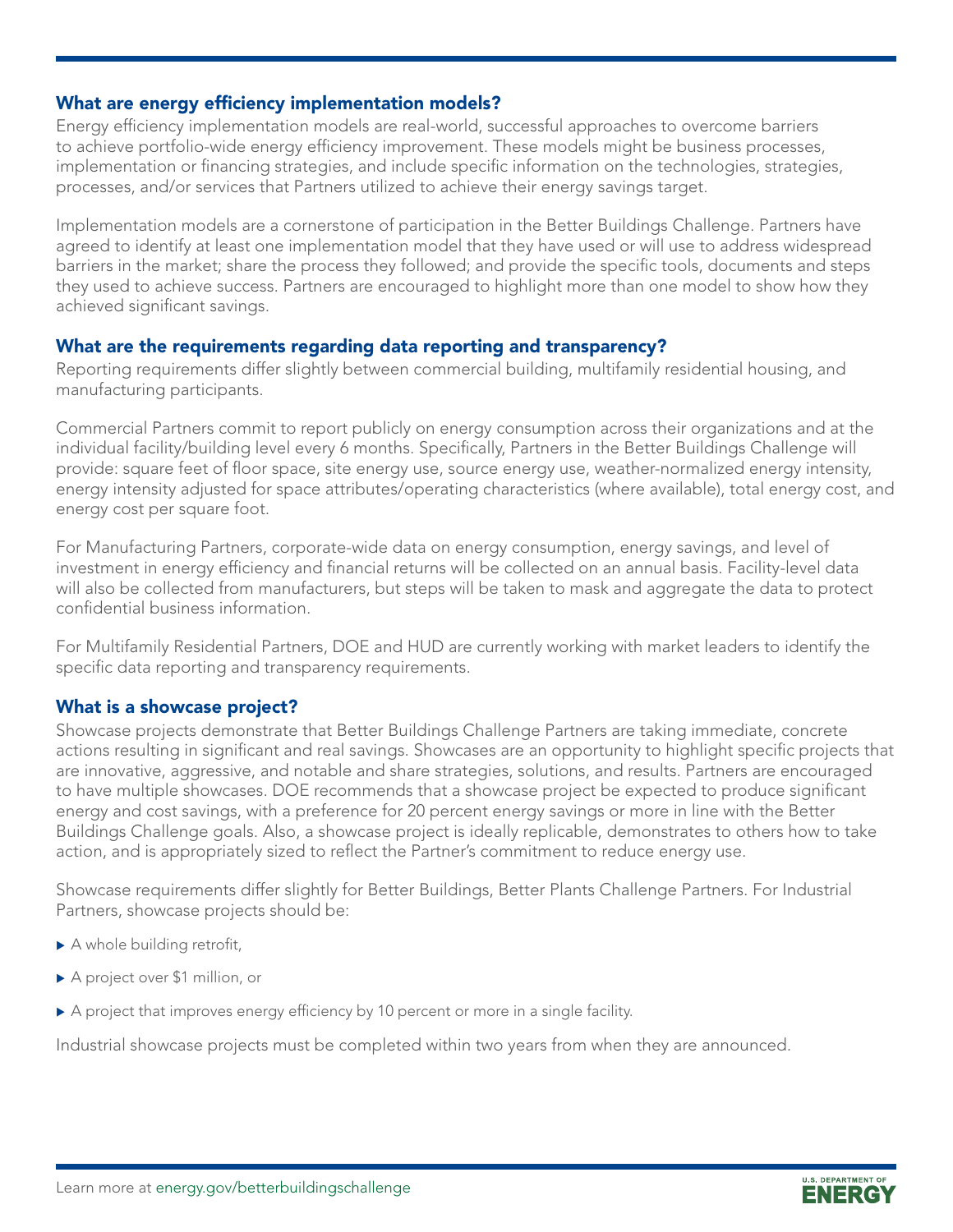## What are energy efficiency implementation models?

Energy efficiency implementation models are real-world, successful approaches to overcome barriers to achieve portfolio-wide energy efficiency improvement. These models might be business processes, implementation or financing strategies, and include specific information on the technologies, strategies, processes, and/or services that Partners utilized to achieve their energy savings target.

Implementation models are a cornerstone of participation in the Better Buildings Challenge. Partners have agreed to identify at least one implementation model that they have used or will use to address widespread barriers in the market; share the process they followed; and provide the specific tools, documents and steps they used to achieve success. Partners are encouraged to highlight more than one model to show how they achieved significant savings.

## What are the requirements regarding data reporting and transparency?

Reporting requirements differ slightly between commercial building, multifamily residential housing, and manufacturing participants.

Commercial Partners commit to report publicly on energy consumption across their organizations and at the individual facility/building level every 6 months. Specifically, Partners in the Better Buildings Challenge will provide: square feet of floor space, site energy use, source energy use, weather-normalized energy intensity, energy intensity adjusted for space attributes/operating characteristics (where available), total energy cost, and energy cost per square foot.

For Manufacturing Partners, corporate-wide data on energy consumption, energy savings, and level of investment in energy efficiency and financial returns will be collected on an annual basis. Facility-level data will also be collected from manufacturers, but steps will be taken to mask and aggregate the data to protect confidential business information.

For Multifamily Residential Partners, DOE and HUD are currently working with market leaders to identify the specific data reporting and transparency requirements.

## What is a showcase project?

Showcase projects demonstrate that Better Buildings Challenge Partners are taking immediate, concrete actions resulting in significant and real savings. Showcases are an opportunity to highlight specific projects that are innovative, aggressive, and notable and share strategies, solutions, and results. Partners are encouraged to have multiple showcases. DOE recommends that a showcase project be expected to produce significant energy and cost savings, with a preference for 20 percent energy savings or more in line with the Better Buildings Challenge goals. Also, a showcase project is ideally replicable, demonstrates to others how to take action, and is appropriately sized to reflect the Partner's commitment to reduce energy use.

Showcase requirements differ slightly for Better Buildings, Better Plants Challenge Partners. For Industrial Partners, showcase projects should be:

- A whole building retrofit,
- A project over $1 million, or
- A project that improves energy efficiency by 10 percent or more in a single facility.

Industrial showcase projects must be completed within two years from when they are announced.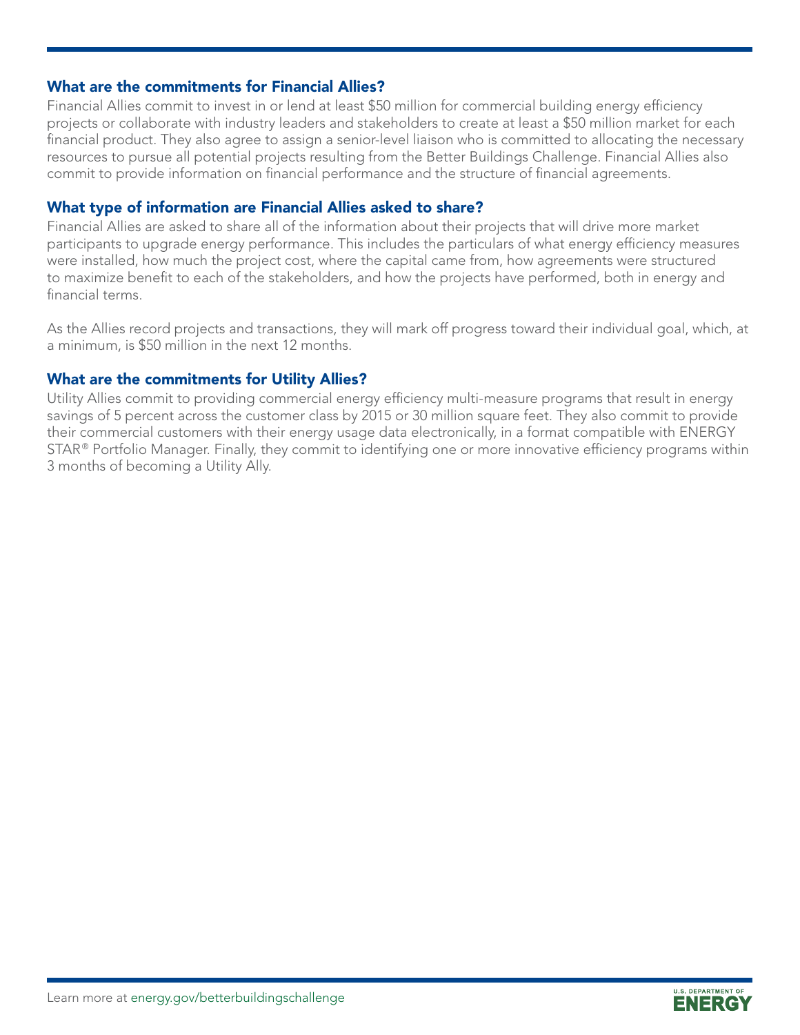## What are the commitments for Financial Allies?

Financial Allies commit to invest in or lend at least $50 million for commercial building energy efficiency projects or collaborate with industry leaders and stakeholders to create at least a $50 million market for each financial product. They also agree to assign a senior-level liaison who is committed to allocating the necessary resources to pursue all potential projects resulting from the Better Buildings Challenge. Financial Allies also commit to provide information on financial performance and the structure of financial agreements.

## What type of information are Financial Allies asked to share?

Financial Allies are asked to share all of the information about their projects that will drive more market participants to upgrade energy performance. This includes the particulars of what energy efficiency measures were installed, how much the project cost, where the capital came from, how agreements were structured to maximize benefit to each of the stakeholders, and how the projects have performed, both in energy and financial terms.

As the Allies record projects and transactions, they will mark off progress toward their individual goal, which, at a minimum, is $50 million in the next 12 months.

## What are the commitments for Utility Allies?

Utility Allies commit to providing commercial energy efficiency multi-measure programs that result in energy savings of 5 percent across the customer class by 2015 or 30 million square feet. They also commit to provide their commercial customers with their energy usage data electronically, in a format compatible with ENERGY STAR® Portfolio Manager. Finally, they commit to identifying one or more innovative efficiency programs within 3 months of becoming a Utility Ally.

Learn more at energy.gov/betterbuildingschallenge

U.S. DEPARTMENT OF ENERGY